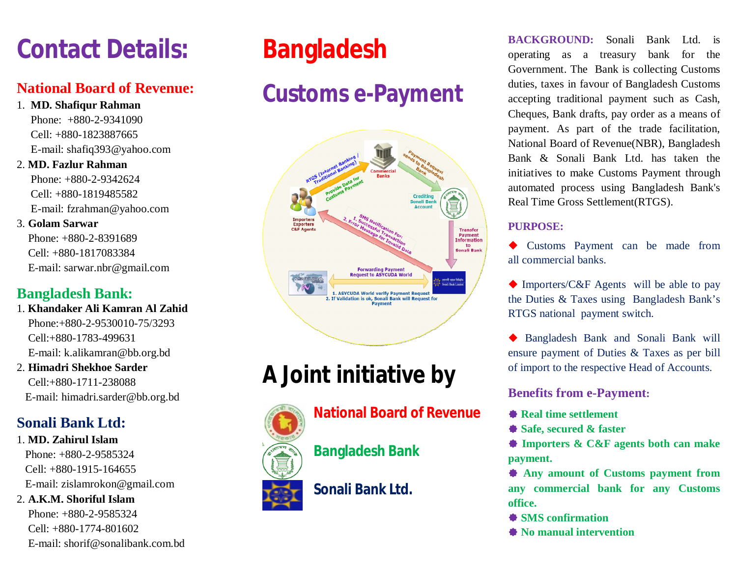# Contact Details:

## National Board of Revenue:

1. **MD. Shafiqur Rahman**
   Phone: +880-2-9341090
   Cell: +880-1823887665
   E-mail: shafiq393@yahoo.com
2. **MD. Fazlur Rahman**
   Phone: +880-2-9342624
   Cell: +880-1819485582
   E-mail: fzrahman@yahoo.com
3. **Golam Sarwar**
   Phone: +880-2-8391689
   Cell: +880-1817083384
   E-mail: sarwar.nbr@gmail.com

## Bangladesh Bank:

1. **Khandaker Ali Kamran Al Zahid**
   Phone:+880-2-9530010-75/3293
   Cell:+880-1783-499631
   E-mail: k.alikamran@bb.org.bd
2. **Himadri Shekhoe Sarder**
   Cell:+880-1711-238088
   E-mail: himadri.sarder@bb.org.bd

## Sonali Bank Ltd:

1. **MD. Zahirul Islam**
   Phone: +880-2-9585324
   Cell: +880-1915-164655
   E-mail: zislamrokon@gmail.com
2. **A.K.M. Shoriful Islam**
   Phone: +880-2-9585324
   Cell: +880-1774-801602
   E-mail: shorif@sonalibank.com.bd

# Bangladesh

# Customs e-Payment

Importers Exporters C&F Agents — RTGS (Internet Banking / Traditional Banking) — Commercial Banks — Provide Data for Customs Payment — Payment Request sends to Bangladesh Bank — Crediting Sonali Bank Account — Transfer Payment Information to Sonali Bank — SMS Notification For: 1. Successful Transaction 2. Error Message for Invalid Data — Forwarding Payment Request to ASYCUDA World — 1. ASYCUDA World verify Payment Request 2. If Validation is ok, Sonali Bank will Request for Payment

## A Joint initiative by

**National Board of Revenue**

**Bangladesh Bank**

**Sonali Bank Ltd.**

**BACKGROUND:** Sonali Bank Ltd. is operating as a treasury bank for the Government. The Bank is collecting Customs duties, taxes in favour of Bangladesh Customs accepting traditional payment such as Cash, Cheques, Bank drafts, pay order as a means of payment. As part of the trade facilitation, National Board of Revenue(NBR), Bangladesh Bank & Sonali Bank Ltd. has taken the initiatives to make Customs Payment through automated process using Bangladesh Bank's Real Time Gross Settlement(RTGS).

### PURPOSE:

- Customs Payment can be made from all commercial banks.
- Importers/C&F Agents will be able to pay the Duties & Taxes using Bangladesh Bank's RTGS national payment switch.
- Bangladesh Bank and Sonali Bank will ensure payment of Duties & Taxes as per bill of import to the respective Head of Accounts.

### Benefits from e-Payment:

- **Real time settlement**
- **Safe, secured & faster**
- **Importers & C&F agents both can make payment.**
- **Any amount of Customs payment from any commercial bank for any Customs office.**
- **SMS confirmation**
- **No manual intervention**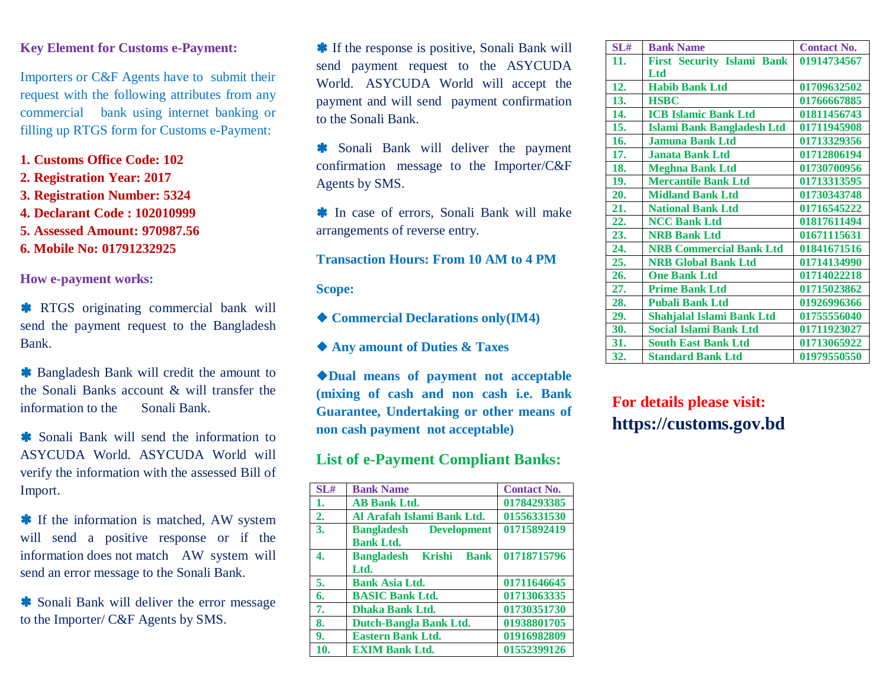### Key Element for Customs e-Payment:

Importers or C&F Agents have to submit their request with the following attributes from any commercial bank using internet banking or filling up RTGS form for Customs e-Payment:

**1. Customs Office Code: 102**
**2. Registration Year: 2017**
**3. Registration Number: 5324**
**4. Declarant Code : 102010999**
**5. Assessed Amount: 970987.56**
**6. Mobile No: 01791232925**

### How e-payment works:

✱ RTGS originating commercial bank will send the payment request to the Bangladesh Bank.

✱ Bangladesh Bank will credit the amount to the Sonali Banks account & will transfer the information to the Sonali Bank.

✱ Sonali Bank will send the information to ASYCUDA World. ASYCUDA World will verify the information with the assessed Bill of Import.

✱ If the information is matched, AW system will send a positive response or if the information does not match AW system will send an error message to the Sonali Bank.

✱ Sonali Bank will deliver the error message to the Importer/ C&F Agents by SMS.

✱ If the response is positive, Sonali Bank will send payment request to the ASYCUDA World. ASYCUDA World will accept the payment and will send payment confirmation to the Sonali Bank.

✱ Sonali Bank will deliver the payment confirmation message to the Importer/C&F Agents by SMS.

✱ In case of errors, Sonali Bank will make arrangements of reverse entry.

**Transaction Hours: From 10 AM to 4 PM**

**Scope:**

◆ **Commercial Declarations only(IM4)**

◆ **Any amount of Duties & Taxes**

◆ **Dual means of payment not acceptable (mixing of cash and non cash i.e. Bank Guarantee, Undertaking or other means of non cash payment not acceptable)**

### List of e-Payment Compliant Banks:

| SL# | Bank Name | Contact No. |
|---|---|---|
| 1. | AB Bank Ltd. | 01784293385 |
| 2. | Al Arafah Islami Bank Ltd. | 01556331530 |
| 3. | Bangladesh Development Bank Ltd. | 01715892419 |
| 4. | Bangladesh Krishi Bank Ltd. | 01718715796 |
| 5. | Bank Asia Ltd. | 01711646645 |
| 6. | BASIC Bank Ltd. | 01713063335 |
| 7. | Dhaka Bank Ltd. | 01730351730 |
| 8. | Dutch-Bangla Bank Ltd. | 01938801705 |
| 9. | Eastern Bank Ltd. | 01916982809 |
| 10. | EXIM Bank Ltd. | 01552399126 |
| 11. | First Security Islami Bank Ltd | 01914734567 |
| 12. | Habib Bank Ltd | 01709632502 |
| 13. | HSBC | 01766667885 |
| 14. | ICB Islamic Bank Ltd | 01811456743 |
| 15. | Islami Bank Bangladesh Ltd | 01711945908 |
| 16. | Jamuna Bank Ltd | 01713329356 |
| 17. | Janata Bank Ltd | 01712806194 |
| 18. | Meghna Bank Ltd | 01730700956 |
| 19. | Mercantile Bank Ltd | 01713313595 |
| 20. | Midland Bank Ltd | 01730343748 |
| 21. | National Bank Ltd | 01716545222 |
| 22. | NCC Bank Ltd | 01817611494 |
| 23. | NRB Bank Ltd | 01671115631 |
| 24. | NRB Commercial Bank Ltd | 01841671516 |
| 25. | NRB Global Bank Ltd | 01714134990 |
| 26. | One Bank Ltd | 01714022218 |
| 27. | Prime Bank Ltd | 01715023862 |
| 28. | Pubali Bank Ltd | 01926996366 |
| 29. | Shahjalal Islami Bank Ltd | 01755556040 |
| 30. | Social Islami Bank Ltd | 01711923027 |
| 31. | South East Bank Ltd | 01713065922 |
| 32. | Standard Bank Ltd | 01979550550 |

**For details please visit:**
**https://customs.gov.bd**